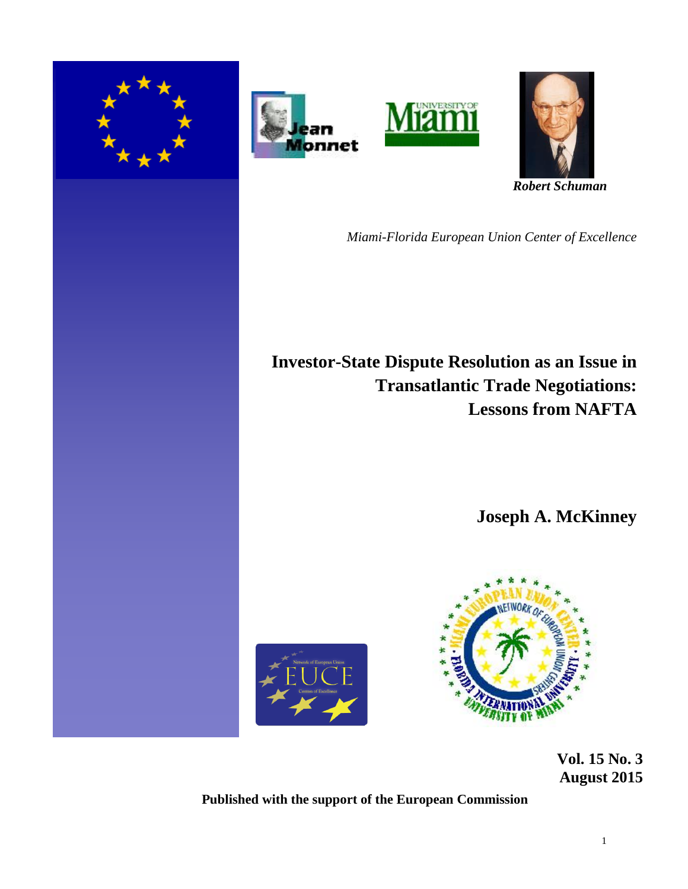*Robert Schuman*

*Miami-Florida European Union Center of Excellence*

# Investor-State Dispute Resolution as an Issue in Transatlantic Trade Negotiations: Lessons from NAFTA

**Joseph A. McKinney**

**Vol. 15 No. 3**
**August 2015**

**Published with the support of the European Commission**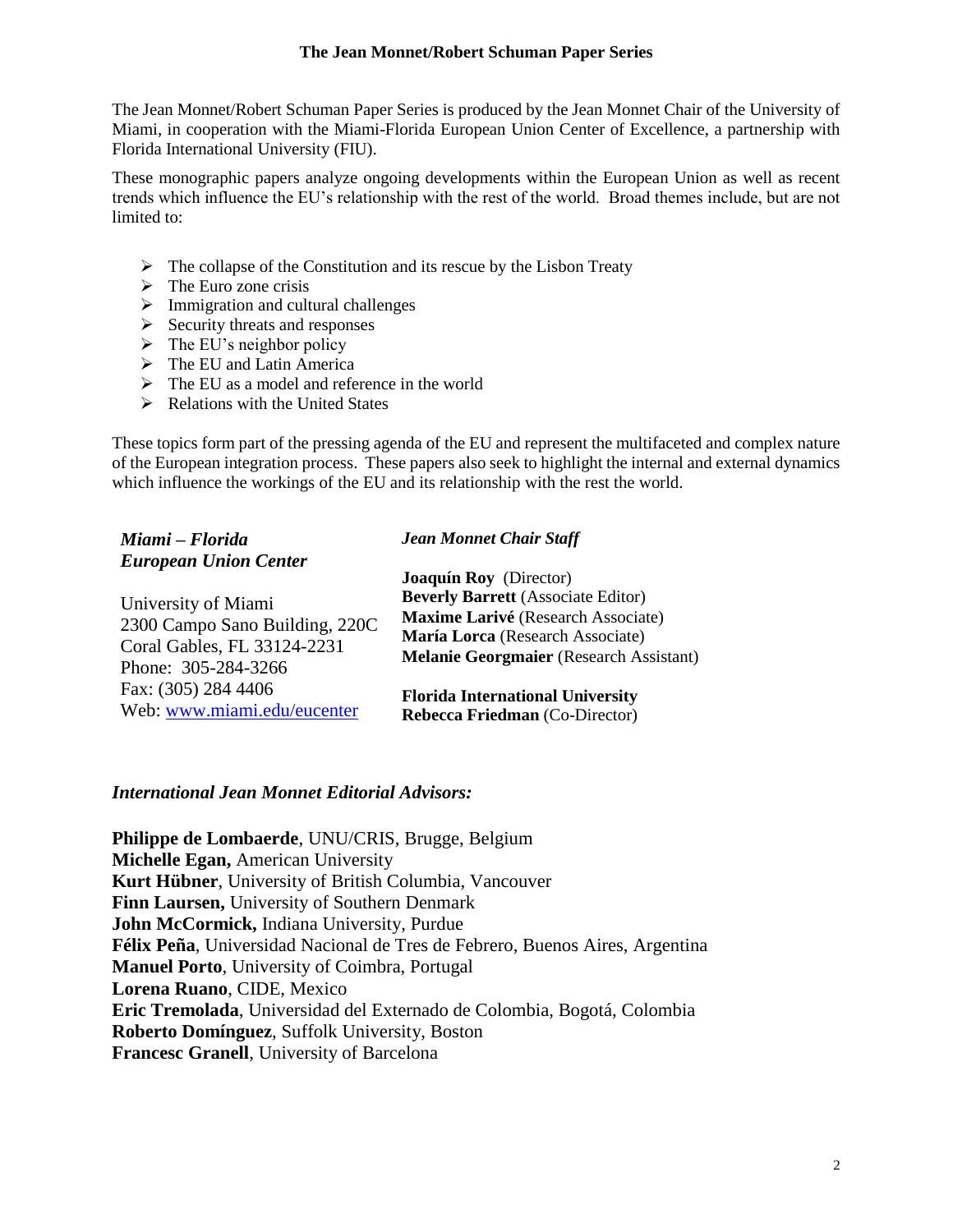# The Jean Monnet/Robert Schuman Paper Series

The Jean Monnet/Robert Schuman Paper Series is produced by the Jean Monnet Chair of the University of Miami, in cooperation with the Miami-Florida European Union Center of Excellence, a partnership with Florida International University (FIU).

These monographic papers analyze ongoing developments within the European Union as well as recent trends which influence the EU's relationship with the rest of the world. Broad themes include, but are not limited to:

- The collapse of the Constitution and its rescue by the Lisbon Treaty
- The Euro zone crisis
- Immigration and cultural challenges
- Security threats and responses
- The EU's neighbor policy
- The EU and Latin America
- The EU as a model and reference in the world
- Relations with the United States

These topics form part of the pressing agenda of the EU and represent the multifaceted and complex nature of the European integration process. These papers also seek to highlight the internal and external dynamics which influence the workings of the EU and its relationship with the rest the world.

***Miami – Florida European Union Center***

University of Miami
2300 Campo Sano Building, 220C
Coral Gables, FL 33124-2231
Phone: 305-284-3266
Fax: (305) 284 4406
Web: www.miami.edu/eucenter

***Jean Monnet Chair Staff***

**Joaquín Roy** (Director)
**Beverly Barrett** (Associate Editor)
**Maxime Larivé** (Research Associate)
**María Lorca** (Research Associate)
**Melanie Georgmaier** (Research Assistant)

**Florida International University**
**Rebecca Friedman** (Co-Director)

***International Jean Monnet Editorial Advisors:***

**Philippe de Lombaerde**, UNU/CRIS, Brugge, Belgium
**Michelle Egan,** American University
**Kurt Hübner**, University of British Columbia, Vancouver
**Finn Laursen,** University of Southern Denmark
**John McCormick,** Indiana University, Purdue
**Félix Peña**, Universidad Nacional de Tres de Febrero, Buenos Aires, Argentina
**Manuel Porto**, University of Coimbra, Portugal
**Lorena Ruano**, CIDE, Mexico
**Eric Tremolada**, Universidad del Externado de Colombia, Bogotá, Colombia
**Roberto Domínguez**, Suffolk University, Boston
**Francesc Granell**, University of Barcelona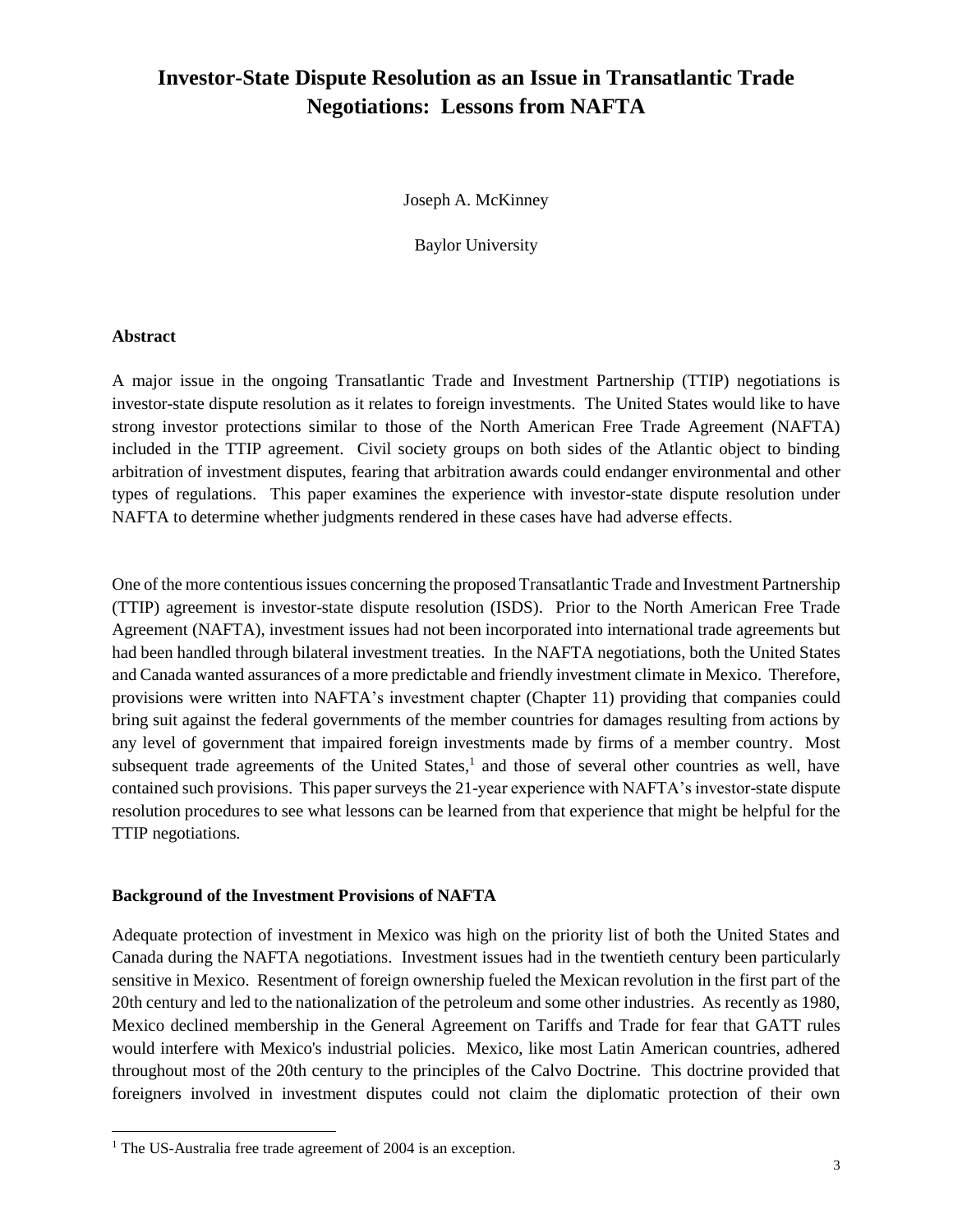# Investor-State Dispute Resolution as an Issue in Transatlantic Trade Negotiations: Lessons from NAFTA

Joseph A. McKinney

Baylor University

**Abstract**

A major issue in the ongoing Transatlantic Trade and Investment Partnership (TTIP) negotiations is investor-state dispute resolution as it relates to foreign investments. The United States would like to have strong investor protections similar to those of the North American Free Trade Agreement (NAFTA) included in the TTIP agreement. Civil society groups on both sides of the Atlantic object to binding arbitration of investment disputes, fearing that arbitration awards could endanger environmental and other types of regulations. This paper examines the experience with investor-state dispute resolution under NAFTA to determine whether judgments rendered in these cases have had adverse effects.

One of the more contentious issues concerning the proposed Transatlantic Trade and Investment Partnership (TTIP) agreement is investor-state dispute resolution (ISDS). Prior to the North American Free Trade Agreement (NAFTA), investment issues had not been incorporated into international trade agreements but had been handled through bilateral investment treaties. In the NAFTA negotiations, both the United States and Canada wanted assurances of a more predictable and friendly investment climate in Mexico. Therefore, provisions were written into NAFTA's investment chapter (Chapter 11) providing that companies could bring suit against the federal governments of the member countries for damages resulting from actions by any level of government that impaired foreign investments made by firms of a member country. Most subsequent trade agreements of the United States,[1] and those of several other countries as well, have contained such provisions. This paper surveys the 21-year experience with NAFTA's investor-state dispute resolution procedures to see what lessons can be learned from that experience that might be helpful for the TTIP negotiations.

## Background of the Investment Provisions of NAFTA

Adequate protection of investment in Mexico was high on the priority list of both the United States and Canada during the NAFTA negotiations. Investment issues had in the twentieth century been particularly sensitive in Mexico. Resentment of foreign ownership fueled the Mexican revolution in the first part of the 20th century and led to the nationalization of the petroleum and some other industries. As recently as 1980, Mexico declined membership in the General Agreement on Tariffs and Trade for fear that GATT rules would interfere with Mexico's industrial policies. Mexico, like most Latin American countries, adhered throughout most of the 20th century to the principles of the Calvo Doctrine. This doctrine provided that foreigners involved in investment disputes could not claim the diplomatic protection of their own

[1] The US-Australia free trade agreement of 2004 is an exception.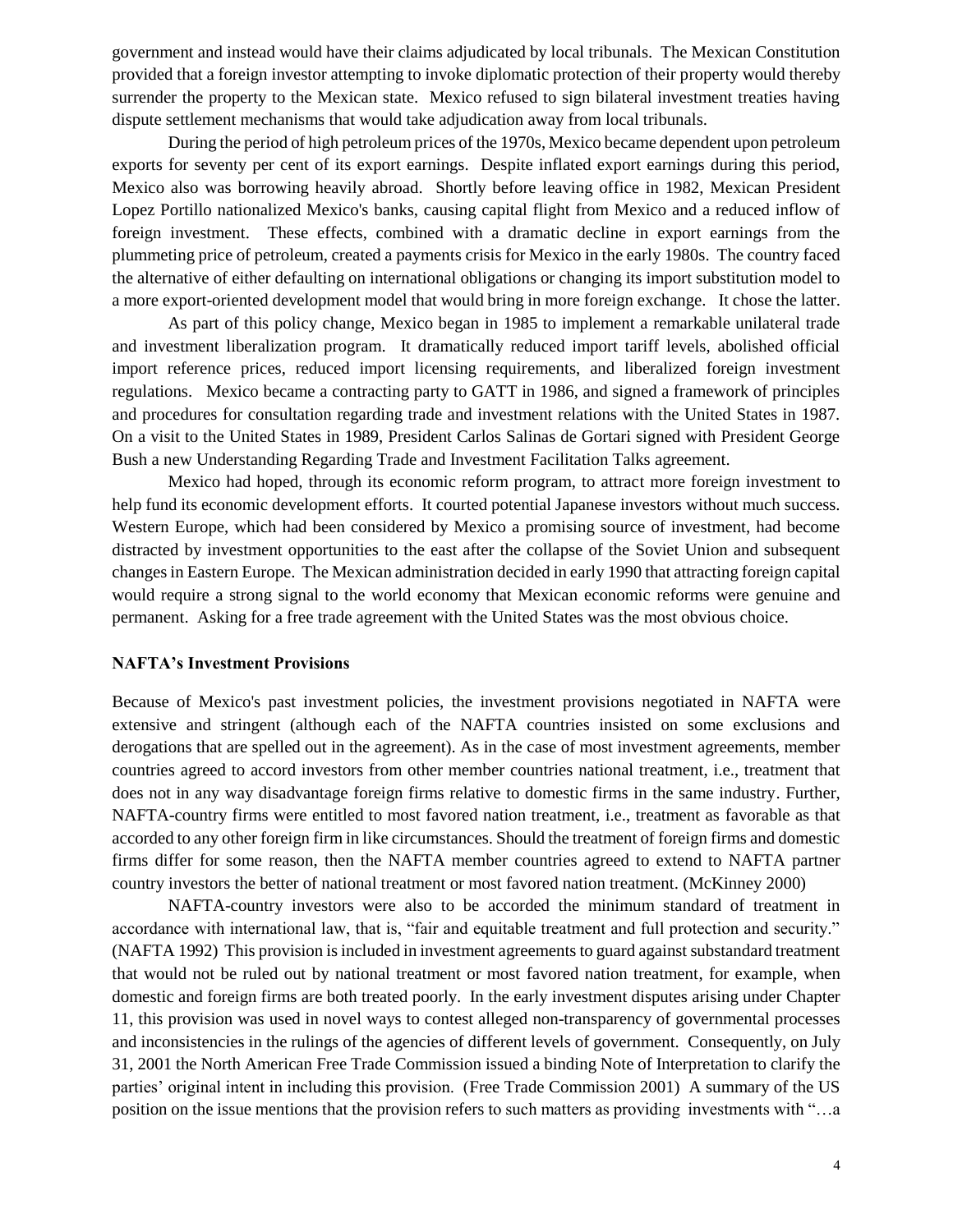government and instead would have their claims adjudicated by local tribunals. The Mexican Constitution provided that a foreign investor attempting to invoke diplomatic protection of their property would thereby surrender the property to the Mexican state. Mexico refused to sign bilateral investment treaties having dispute settlement mechanisms that would take adjudication away from local tribunals.

During the period of high petroleum prices of the 1970s, Mexico became dependent upon petroleum exports for seventy per cent of its export earnings. Despite inflated export earnings during this period, Mexico also was borrowing heavily abroad. Shortly before leaving office in 1982, Mexican President Lopez Portillo nationalized Mexico's banks, causing capital flight from Mexico and a reduced inflow of foreign investment. These effects, combined with a dramatic decline in export earnings from the plummeting price of petroleum, created a payments crisis for Mexico in the early 1980s. The country faced the alternative of either defaulting on international obligations or changing its import substitution model to a more export-oriented development model that would bring in more foreign exchange. It chose the latter.

As part of this policy change, Mexico began in 1985 to implement a remarkable unilateral trade and investment liberalization program. It dramatically reduced import tariff levels, abolished official import reference prices, reduced import licensing requirements, and liberalized foreign investment regulations. Mexico became a contracting party to GATT in 1986, and signed a framework of principles and procedures for consultation regarding trade and investment relations with the United States in 1987. On a visit to the United States in 1989, President Carlos Salinas de Gortari signed with President George Bush a new Understanding Regarding Trade and Investment Facilitation Talks agreement.

Mexico had hoped, through its economic reform program, to attract more foreign investment to help fund its economic development efforts. It courted potential Japanese investors without much success. Western Europe, which had been considered by Mexico a promising source of investment, had become distracted by investment opportunities to the east after the collapse of the Soviet Union and subsequent changes in Eastern Europe. The Mexican administration decided in early 1990 that attracting foreign capital would require a strong signal to the world economy that Mexican economic reforms were genuine and permanent. Asking for a free trade agreement with the United States was the most obvious choice.

**NAFTA's Investment Provisions**

Because of Mexico's past investment policies, the investment provisions negotiated in NAFTA were extensive and stringent (although each of the NAFTA countries insisted on some exclusions and derogations that are spelled out in the agreement). As in the case of most investment agreements, member countries agreed to accord investors from other member countries national treatment, i.e., treatment that does not in any way disadvantage foreign firms relative to domestic firms in the same industry. Further, NAFTA-country firms were entitled to most favored nation treatment, i.e., treatment as favorable as that accorded to any other foreign firm in like circumstances. Should the treatment of foreign firms and domestic firms differ for some reason, then the NAFTA member countries agreed to extend to NAFTA partner country investors the better of national treatment or most favored nation treatment. (McKinney 2000)

NAFTA-country investors were also to be accorded the minimum standard of treatment in accordance with international law, that is, "fair and equitable treatment and full protection and security." (NAFTA 1992) This provision is included in investment agreements to guard against substandard treatment that would not be ruled out by national treatment or most favored nation treatment, for example, when domestic and foreign firms are both treated poorly. In the early investment disputes arising under Chapter 11, this provision was used in novel ways to contest alleged non-transparency of governmental processes and inconsistencies in the rulings of the agencies of different levels of government. Consequently, on July 31, 2001 the North American Free Trade Commission issued a binding Note of Interpretation to clarify the parties' original intent in including this provision. (Free Trade Commission 2001) A summary of the US position on the issue mentions that the provision refers to such matters as providing investments with "…a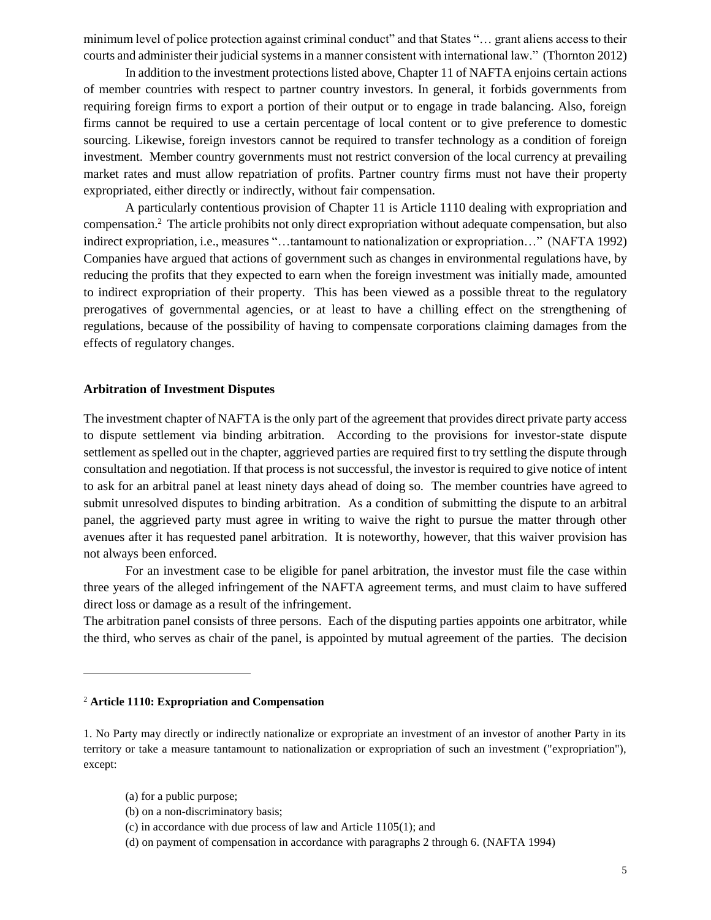minimum level of police protection against criminal conduct" and that States "… grant aliens access to their courts and administer their judicial systems in a manner consistent with international law." (Thornton 2012)

In addition to the investment protections listed above, Chapter 11 of NAFTA enjoins certain actions of member countries with respect to partner country investors. In general, it forbids governments from requiring foreign firms to export a portion of their output or to engage in trade balancing. Also, foreign firms cannot be required to use a certain percentage of local content or to give preference to domestic sourcing. Likewise, foreign investors cannot be required to transfer technology as a condition of foreign investment. Member country governments must not restrict conversion of the local currency at prevailing market rates and must allow repatriation of profits. Partner country firms must not have their property expropriated, either directly or indirectly, without fair compensation.

A particularly contentious provision of Chapter 11 is Article 1110 dealing with expropriation and compensation.[2] The article prohibits not only direct expropriation without adequate compensation, but also indirect expropriation, i.e., measures "…tantamount to nationalization or expropriation…" (NAFTA 1992) Companies have argued that actions of government such as changes in environmental regulations have, by reducing the profits that they expected to earn when the foreign investment was initially made, amounted to indirect expropriation of their property. This has been viewed as a possible threat to the regulatory prerogatives of governmental agencies, or at least to have a chilling effect on the strengthening of regulations, because of the possibility of having to compensate corporations claiming damages from the effects of regulatory changes.

**Arbitration of Investment Disputes**

The investment chapter of NAFTA is the only part of the agreement that provides direct private party access to dispute settlement via binding arbitration. According to the provisions for investor-state dispute settlement as spelled out in the chapter, aggrieved parties are required first to try settling the dispute through consultation and negotiation. If that process is not successful, the investor is required to give notice of intent to ask for an arbitral panel at least ninety days ahead of doing so. The member countries have agreed to submit unresolved disputes to binding arbitration. As a condition of submitting the dispute to an arbitral panel, the aggrieved party must agree in writing to waive the right to pursue the matter through other avenues after it has requested panel arbitration. It is noteworthy, however, that this waiver provision has not always been enforced.

For an investment case to be eligible for panel arbitration, the investor must file the case within three years of the alleged infringement of the NAFTA agreement terms, and must claim to have suffered direct loss or damage as a result of the infringement.

The arbitration panel consists of three persons. Each of the disputing parties appoints one arbitrator, while the third, who serves as chair of the panel, is appointed by mutual agreement of the parties. The decision

---

[2] **Article 1110: Expropriation and Compensation**

1. No Party may directly or indirectly nationalize or expropriate an investment of an investor of another Party in its territory or take a measure tantamount to nationalization or expropriation of such an investment ("expropriation"), except:

(a) for a public purpose;
(b) on a non-discriminatory basis;
(c) in accordance with due process of law and Article 1105(1); and
(d) on payment of compensation in accordance with paragraphs 2 through 6. (NAFTA 1994)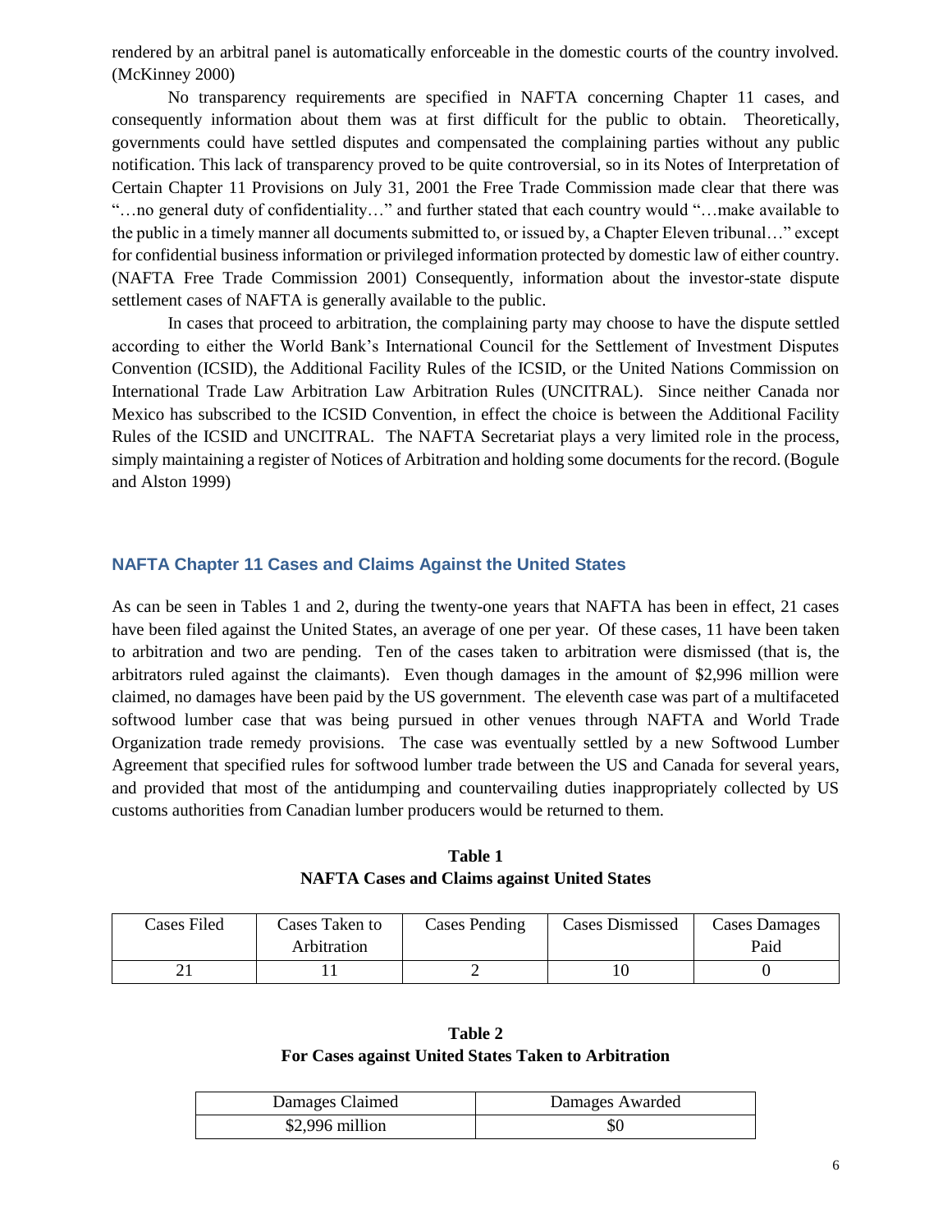rendered by an arbitral panel is automatically enforceable in the domestic courts of the country involved. (McKinney 2000)

No transparency requirements are specified in NAFTA concerning Chapter 11 cases, and consequently information about them was at first difficult for the public to obtain. Theoretically, governments could have settled disputes and compensated the complaining parties without any public notification. This lack of transparency proved to be quite controversial, so in its Notes of Interpretation of Certain Chapter 11 Provisions on July 31, 2001 the Free Trade Commission made clear that there was "…no general duty of confidentiality…" and further stated that each country would "…make available to the public in a timely manner all documents submitted to, or issued by, a Chapter Eleven tribunal…" except for confidential business information or privileged information protected by domestic law of either country. (NAFTA Free Trade Commission 2001) Consequently, information about the investor-state dispute settlement cases of NAFTA is generally available to the public.

In cases that proceed to arbitration, the complaining party may choose to have the dispute settled according to either the World Bank's International Council for the Settlement of Investment Disputes Convention (ICSID), the Additional Facility Rules of the ICSID, or the United Nations Commission on International Trade Law Arbitration Law Arbitration Rules (UNCITRAL). Since neither Canada nor Mexico has subscribed to the ICSID Convention, in effect the choice is between the Additional Facility Rules of the ICSID and UNCITRAL. The NAFTA Secretariat plays a very limited role in the process, simply maintaining a register of Notices of Arbitration and holding some documents for the record. (Bogule and Alston 1999)

## NAFTA Chapter 11 Cases and Claims Against the United States

As can be seen in Tables 1 and 2, during the twenty-one years that NAFTA has been in effect, 21 cases have been filed against the United States, an average of one per year. Of these cases, 11 have been taken to arbitration and two are pending. Ten of the cases taken to arbitration were dismissed (that is, the arbitrators ruled against the claimants). Even though damages in the amount of $2,996 million were claimed, no damages have been paid by the US government. The eleventh case was part of a multifaceted softwood lumber case that was being pursued in other venues through NAFTA and World Trade Organization trade remedy provisions. The case was eventually settled by a new Softwood Lumber Agreement that specified rules for softwood lumber trade between the US and Canada for several years, and provided that most of the antidumping and countervailing duties inappropriately collected by US customs authorities from Canadian lumber producers would be returned to them.

**Table 1**
**NAFTA Cases and Claims against United States**

| Cases Filed | Cases Taken to Arbitration | Cases Pending | Cases Dismissed | Cases Damages Paid |
|---|---|---|---|---|
| 21 | 11 | 2 | 10 | 0 |

**Table 2**
**For Cases against United States Taken to Arbitration**

| Damages Claimed | Damages Awarded |
|---|---|
| $2,996 million | $0 |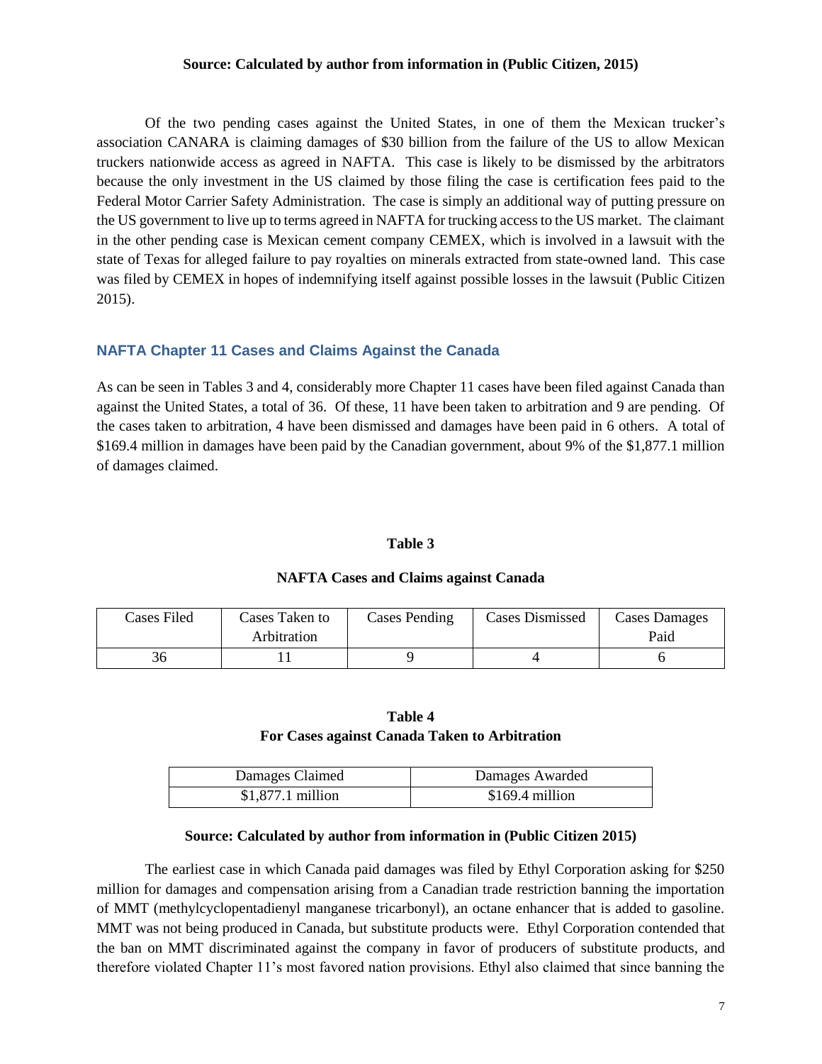**Source: Calculated by author from information in (Public Citizen, 2015)**

Of the two pending cases against the United States, in one of them the Mexican trucker's association CANARA is claiming damages of $30 billion from the failure of the US to allow Mexican truckers nationwide access as agreed in NAFTA. This case is likely to be dismissed by the arbitrators because the only investment in the US claimed by those filing the case is certification fees paid to the Federal Motor Carrier Safety Administration. The case is simply an additional way of putting pressure on the US government to live up to terms agreed in NAFTA for trucking access to the US market. The claimant in the other pending case is Mexican cement company CEMEX, which is involved in a lawsuit with the state of Texas for alleged failure to pay royalties on minerals extracted from state-owned land. This case was filed by CEMEX in hopes of indemnifying itself against possible losses in the lawsuit (Public Citizen 2015).

### NAFTA Chapter 11 Cases and Claims Against the Canada

As can be seen in Tables 3 and 4, considerably more Chapter 11 cases have been filed against Canada than against the United States, a total of 36. Of these, 11 have been taken to arbitration and 9 are pending. Of the cases taken to arbitration, 4 have been dismissed and damages have been paid in 6 others. A total of $169.4 million in damages have been paid by the Canadian government, about 9% of the $1,877.1 million of damages claimed.

**Table 3**

**NAFTA Cases and Claims against Canada**

| Cases Filed | Cases Taken to Arbitration | Cases Pending | Cases Dismissed | Cases Damages Paid |
|---|---|---|---|---|
| 36 | 11 | 9 | 4 | 6 |

**Table 4**
**For Cases against Canada Taken to Arbitration**

| Damages Claimed | Damages Awarded |
|---|---|
| $1,877.1 million | $169.4 million |

**Source: Calculated by author from information in (Public Citizen 2015)**

The earliest case in which Canada paid damages was filed by Ethyl Corporation asking for $250 million for damages and compensation arising from a Canadian trade restriction banning the importation of MMT (methylcyclopentadienyl manganese tricarbonyl), an octane enhancer that is added to gasoline. MMT was not being produced in Canada, but substitute products were. Ethyl Corporation contended that the ban on MMT discriminated against the company in favor of producers of substitute products, and therefore violated Chapter 11's most favored nation provisions. Ethyl also claimed that since banning the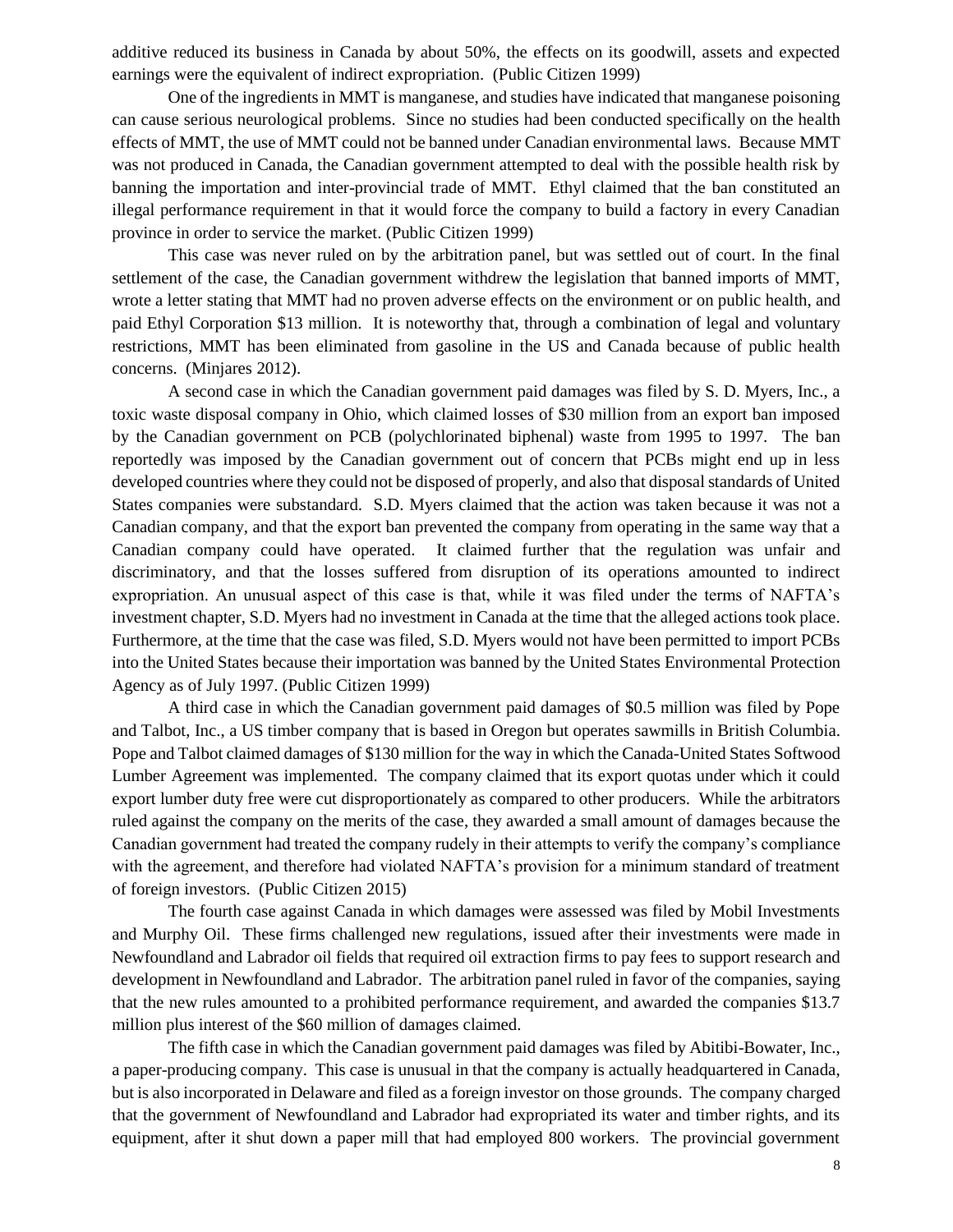additive reduced its business in Canada by about 50%, the effects on its goodwill, assets and expected earnings were the equivalent of indirect expropriation. (Public Citizen 1999)

One of the ingredients in MMT is manganese, and studies have indicated that manganese poisoning can cause serious neurological problems. Since no studies had been conducted specifically on the health effects of MMT, the use of MMT could not be banned under Canadian environmental laws. Because MMT was not produced in Canada, the Canadian government attempted to deal with the possible health risk by banning the importation and inter-provincial trade of MMT. Ethyl claimed that the ban constituted an illegal performance requirement in that it would force the company to build a factory in every Canadian province in order to service the market. (Public Citizen 1999)

This case was never ruled on by the arbitration panel, but was settled out of court. In the final settlement of the case, the Canadian government withdrew the legislation that banned imports of MMT, wrote a letter stating that MMT had no proven adverse effects on the environment or on public health, and paid Ethyl Corporation $13 million. It is noteworthy that, through a combination of legal and voluntary restrictions, MMT has been eliminated from gasoline in the US and Canada because of public health concerns. (Minjares 2012).

A second case in which the Canadian government paid damages was filed by S. D. Myers, Inc., a toxic waste disposal company in Ohio, which claimed losses of $30 million from an export ban imposed by the Canadian government on PCB (polychlorinated biphenal) waste from 1995 to 1997. The ban reportedly was imposed by the Canadian government out of concern that PCBs might end up in less developed countries where they could not be disposed of properly, and also that disposal standards of United States companies were substandard. S.D. Myers claimed that the action was taken because it was not a Canadian company, and that the export ban prevented the company from operating in the same way that a Canadian company could have operated. It claimed further that the regulation was unfair and discriminatory, and that the losses suffered from disruption of its operations amounted to indirect expropriation. An unusual aspect of this case is that, while it was filed under the terms of NAFTA's investment chapter, S.D. Myers had no investment in Canada at the time that the alleged actions took place. Furthermore, at the time that the case was filed, S.D. Myers would not have been permitted to import PCBs into the United States because their importation was banned by the United States Environmental Protection Agency as of July 1997. (Public Citizen 1999)

A third case in which the Canadian government paid damages of $0.5 million was filed by Pope and Talbot, Inc., a US timber company that is based in Oregon but operates sawmills in British Columbia. Pope and Talbot claimed damages of $130 million for the way in which the Canada-United States Softwood Lumber Agreement was implemented. The company claimed that its export quotas under which it could export lumber duty free were cut disproportionately as compared to other producers. While the arbitrators ruled against the company on the merits of the case, they awarded a small amount of damages because the Canadian government had treated the company rudely in their attempts to verify the company's compliance with the agreement, and therefore had violated NAFTA's provision for a minimum standard of treatment of foreign investors. (Public Citizen 2015)

The fourth case against Canada in which damages were assessed was filed by Mobil Investments and Murphy Oil. These firms challenged new regulations, issued after their investments were made in Newfoundland and Labrador oil fields that required oil extraction firms to pay fees to support research and development in Newfoundland and Labrador. The arbitration panel ruled in favor of the companies, saying that the new rules amounted to a prohibited performance requirement, and awarded the companies $13.7 million plus interest of the $60 million of damages claimed.

The fifth case in which the Canadian government paid damages was filed by Abitibi-Bowater, Inc., a paper-producing company. This case is unusual in that the company is actually headquartered in Canada, but is also incorporated in Delaware and filed as a foreign investor on those grounds. The company charged that the government of Newfoundland and Labrador had expropriated its water and timber rights, and its equipment, after it shut down a paper mill that had employed 800 workers. The provincial government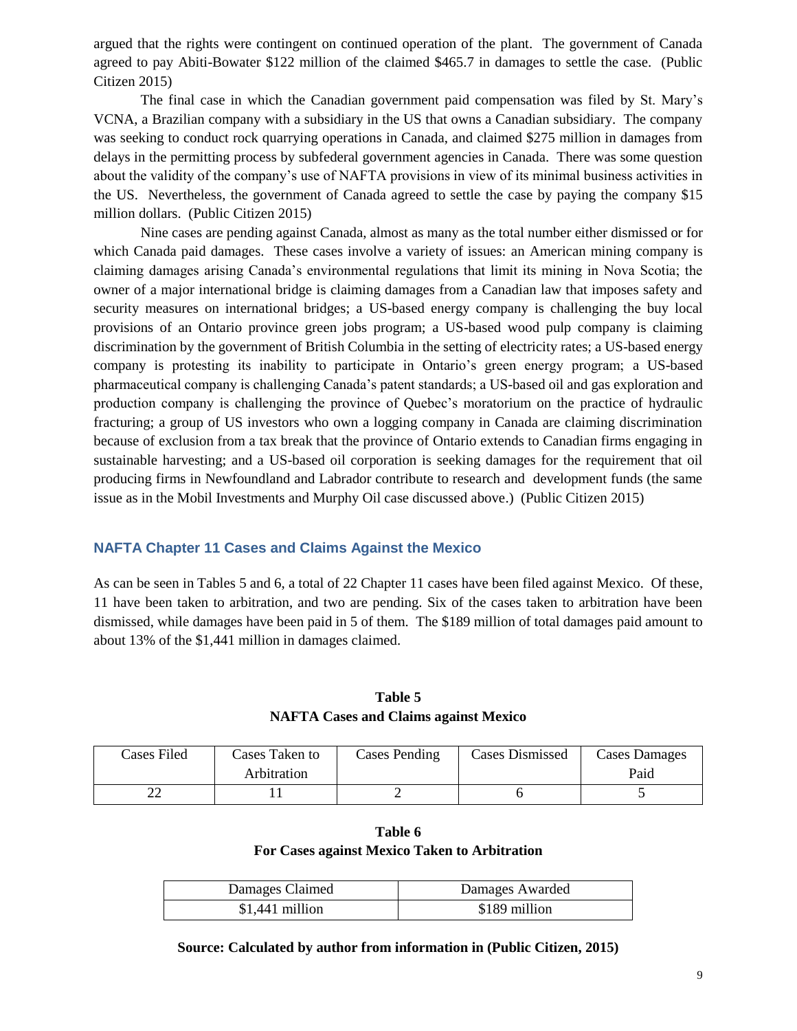argued that the rights were contingent on continued operation of the plant. The government of Canada agreed to pay Abiti-Bowater $122 million of the claimed $465.7 in damages to settle the case. (Public Citizen 2015)

The final case in which the Canadian government paid compensation was filed by St. Mary's VCNA, a Brazilian company with a subsidiary in the US that owns a Canadian subsidiary. The company was seeking to conduct rock quarrying operations in Canada, and claimed $275 million in damages from delays in the permitting process by subfederal government agencies in Canada. There was some question about the validity of the company's use of NAFTA provisions in view of its minimal business activities in the US. Nevertheless, the government of Canada agreed to settle the case by paying the company $15 million dollars. (Public Citizen 2015)

Nine cases are pending against Canada, almost as many as the total number either dismissed or for which Canada paid damages. These cases involve a variety of issues: an American mining company is claiming damages arising Canada's environmental regulations that limit its mining in Nova Scotia; the owner of a major international bridge is claiming damages from a Canadian law that imposes safety and security measures on international bridges; a US-based energy company is challenging the buy local provisions of an Ontario province green jobs program; a US-based wood pulp company is claiming discrimination by the government of British Columbia in the setting of electricity rates; a US-based energy company is protesting its inability to participate in Ontario's green energy program; a US-based pharmaceutical company is challenging Canada's patent standards; a US-based oil and gas exploration and production company is challenging the province of Quebec's moratorium on the practice of hydraulic fracturing; a group of US investors who own a logging company in Canada are claiming discrimination because of exclusion from a tax break that the province of Ontario extends to Canadian firms engaging in sustainable harvesting; and a US-based oil corporation is seeking damages for the requirement that oil producing firms in Newfoundland and Labrador contribute to research and development funds (the same issue as in the Mobil Investments and Murphy Oil case discussed above.) (Public Citizen 2015)

### NAFTA Chapter 11 Cases and Claims Against the Mexico

As can be seen in Tables 5 and 6, a total of 22 Chapter 11 cases have been filed against Mexico. Of these, 11 have been taken to arbitration, and two are pending. Six of the cases taken to arbitration have been dismissed, while damages have been paid in 5 of them. The $189 million of total damages paid amount to about 13% of the $1,441 million in damages claimed.

**Table 5**
**NAFTA Cases and Claims against Mexico**

| Cases Filed | Cases Taken to Arbitration | Cases Pending | Cases Dismissed | Cases Damages Paid |
|---|---|---|---|---|
| 22 | 11 | 2 | 6 | 5 |

**Table 6**
**For Cases against Mexico Taken to Arbitration**

| Damages Claimed | Damages Awarded |
|---|---|
| $1,441 million | $189 million |

**Source: Calculated by author from information in (Public Citizen, 2015)**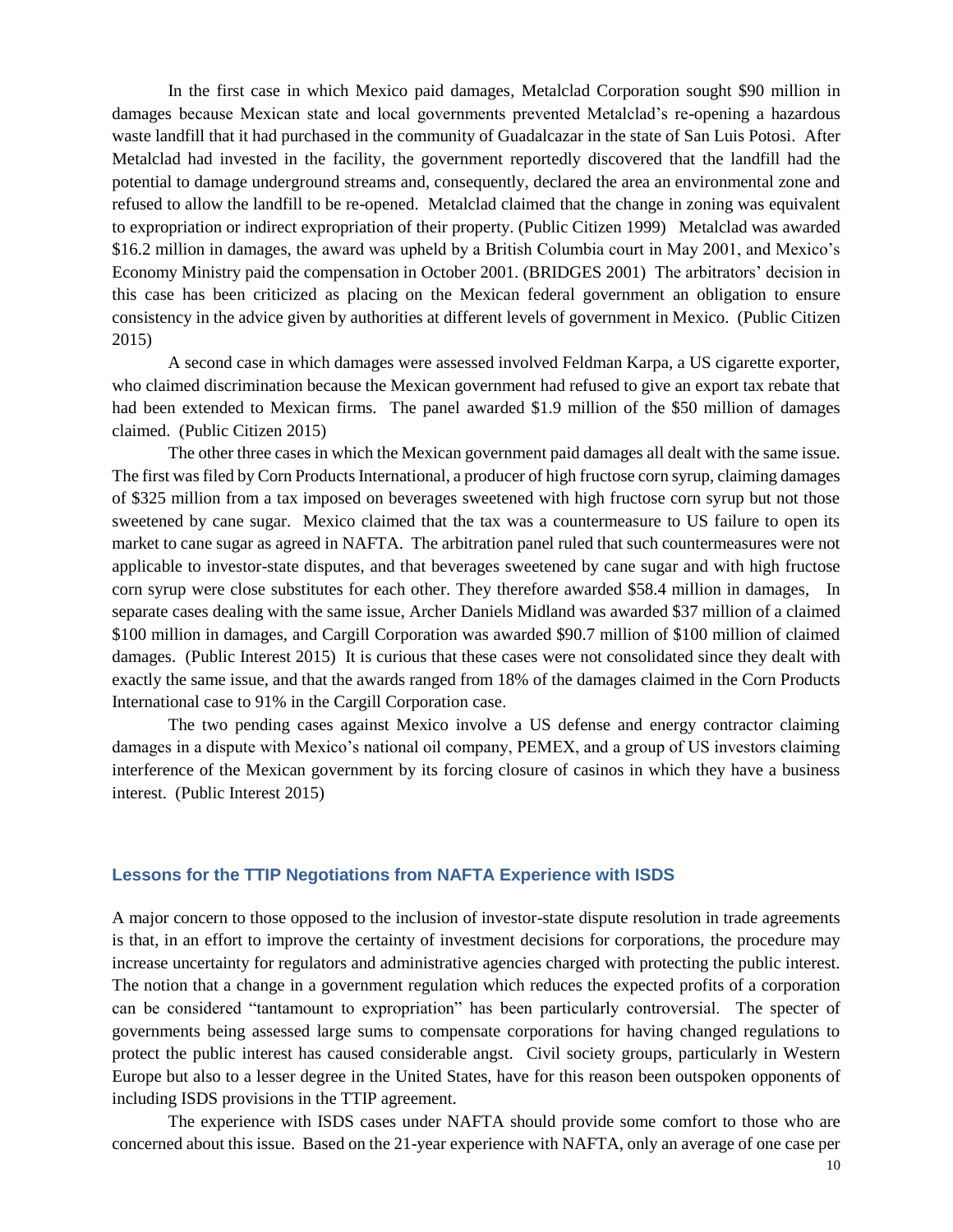In the first case in which Mexico paid damages, Metalclad Corporation sought $90 million in damages because Mexican state and local governments prevented Metalclad's re-opening a hazardous waste landfill that it had purchased in the community of Guadalcazar in the state of San Luis Potosi. After Metalclad had invested in the facility, the government reportedly discovered that the landfill had the potential to damage underground streams and, consequently, declared the area an environmental zone and refused to allow the landfill to be re-opened. Metalclad claimed that the change in zoning was equivalent to expropriation or indirect expropriation of their property. (Public Citizen 1999) Metalclad was awarded $16.2 million in damages, the award was upheld by a British Columbia court in May 2001, and Mexico's Economy Ministry paid the compensation in October 2001. (BRIDGES 2001) The arbitrators' decision in this case has been criticized as placing on the Mexican federal government an obligation to ensure consistency in the advice given by authorities at different levels of government in Mexico. (Public Citizen 2015)

A second case in which damages were assessed involved Feldman Karpa, a US cigarette exporter, who claimed discrimination because the Mexican government had refused to give an export tax rebate that had been extended to Mexican firms. The panel awarded $1.9 million of the $50 million of damages claimed. (Public Citizen 2015)

The other three cases in which the Mexican government paid damages all dealt with the same issue. The first was filed by Corn Products International, a producer of high fructose corn syrup, claiming damages of $325 million from a tax imposed on beverages sweetened with high fructose corn syrup but not those sweetened by cane sugar. Mexico claimed that the tax was a countermeasure to US failure to open its market to cane sugar as agreed in NAFTA. The arbitration panel ruled that such countermeasures were not applicable to investor-state disputes, and that beverages sweetened by cane sugar and with high fructose corn syrup were close substitutes for each other. They therefore awarded $58.4 million in damages, In separate cases dealing with the same issue, Archer Daniels Midland was awarded $37 million of a claimed $100 million in damages, and Cargill Corporation was awarded $90.7 million of $100 million of claimed damages. (Public Interest 2015) It is curious that these cases were not consolidated since they dealt with exactly the same issue, and that the awards ranged from 18% of the damages claimed in the Corn Products International case to 91% in the Cargill Corporation case.

The two pending cases against Mexico involve a US defense and energy contractor claiming damages in a dispute with Mexico's national oil company, PEMEX, and a group of US investors claiming interference of the Mexican government by its forcing closure of casinos in which they have a business interest. (Public Interest 2015)

## Lessons for the TTIP Negotiations from NAFTA Experience with ISDS

A major concern to those opposed to the inclusion of investor-state dispute resolution in trade agreements is that, in an effort to improve the certainty of investment decisions for corporations, the procedure may increase uncertainty for regulators and administrative agencies charged with protecting the public interest. The notion that a change in a government regulation which reduces the expected profits of a corporation can be considered "tantamount to expropriation" has been particularly controversial. The specter of governments being assessed large sums to compensate corporations for having changed regulations to protect the public interest has caused considerable angst. Civil society groups, particularly in Western Europe but also to a lesser degree in the United States, have for this reason been outspoken opponents of including ISDS provisions in the TTIP agreement.

The experience with ISDS cases under NAFTA should provide some comfort to those who are concerned about this issue. Based on the 21-year experience with NAFTA, only an average of one case per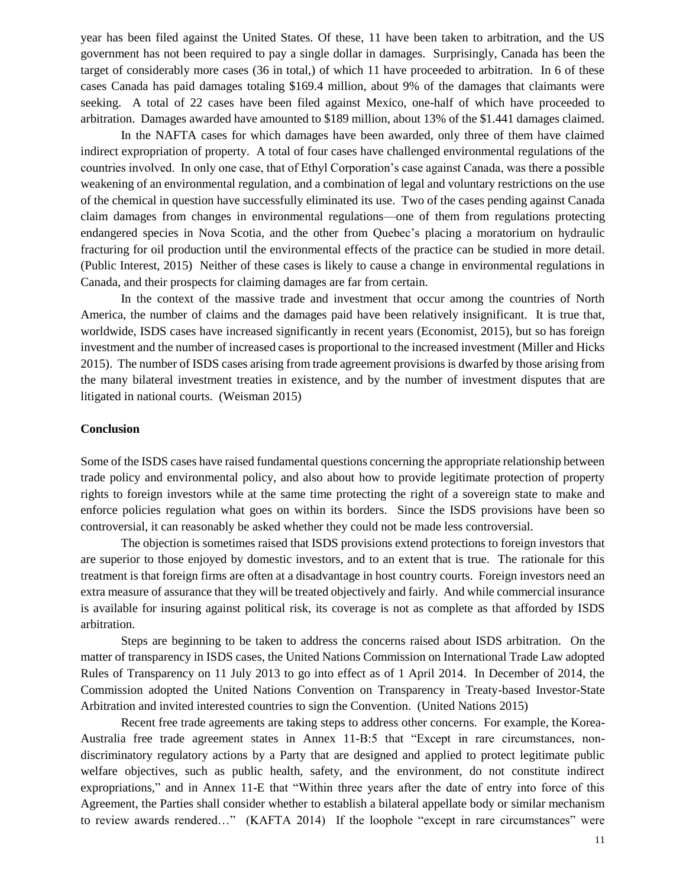year has been filed against the United States. Of these, 11 have been taken to arbitration, and the US government has not been required to pay a single dollar in damages. Surprisingly, Canada has been the target of considerably more cases (36 in total,) of which 11 have proceeded to arbitration. In 6 of these cases Canada has paid damages totaling $169.4 million, about 9% of the damages that claimants were seeking. A total of 22 cases have been filed against Mexico, one-half of which have proceeded to arbitration. Damages awarded have amounted to $189 million, about 13% of the $1.441 damages claimed.

In the NAFTA cases for which damages have been awarded, only three of them have claimed indirect expropriation of property. A total of four cases have challenged environmental regulations of the countries involved. In only one case, that of Ethyl Corporation's case against Canada, was there a possible weakening of an environmental regulation, and a combination of legal and voluntary restrictions on the use of the chemical in question have successfully eliminated its use. Two of the cases pending against Canada claim damages from changes in environmental regulations—one of them from regulations protecting endangered species in Nova Scotia, and the other from Quebec's placing a moratorium on hydraulic fracturing for oil production until the environmental effects of the practice can be studied in more detail. (Public Interest, 2015) Neither of these cases is likely to cause a change in environmental regulations in Canada, and their prospects for claiming damages are far from certain.

In the context of the massive trade and investment that occur among the countries of North America, the number of claims and the damages paid have been relatively insignificant. It is true that, worldwide, ISDS cases have increased significantly in recent years (Economist, 2015), but so has foreign investment and the number of increased cases is proportional to the increased investment (Miller and Hicks 2015). The number of ISDS cases arising from trade agreement provisions is dwarfed by those arising from the many bilateral investment treaties in existence, and by the number of investment disputes that are litigated in national courts. (Weisman 2015)

**Conclusion**

Some of the ISDS cases have raised fundamental questions concerning the appropriate relationship between trade policy and environmental policy, and also about how to provide legitimate protection of property rights to foreign investors while at the same time protecting the right of a sovereign state to make and enforce policies regulation what goes on within its borders. Since the ISDS provisions have been so controversial, it can reasonably be asked whether they could not be made less controversial.

The objection is sometimes raised that ISDS provisions extend protections to foreign investors that are superior to those enjoyed by domestic investors, and to an extent that is true. The rationale for this treatment is that foreign firms are often at a disadvantage in host country courts. Foreign investors need an extra measure of assurance that they will be treated objectively and fairly. And while commercial insurance is available for insuring against political risk, its coverage is not as complete as that afforded by ISDS arbitration.

Steps are beginning to be taken to address the concerns raised about ISDS arbitration. On the matter of transparency in ISDS cases, the United Nations Commission on International Trade Law adopted Rules of Transparency on 11 July 2013 to go into effect as of 1 April 2014. In December of 2014, the Commission adopted the United Nations Convention on Transparency in Treaty-based Investor-State Arbitration and invited interested countries to sign the Convention. (United Nations 2015)

Recent free trade agreements are taking steps to address other concerns. For example, the Korea-Australia free trade agreement states in Annex 11-B:5 that "Except in rare circumstances, non-discriminatory regulatory actions by a Party that are designed and applied to protect legitimate public welfare objectives, such as public health, safety, and the environment, do not constitute indirect expropriations," and in Annex 11-E that "Within three years after the date of entry into force of this Agreement, the Parties shall consider whether to establish a bilateral appellate body or similar mechanism to review awards rendered…" (KAFTA 2014) If the loophole "except in rare circumstances" were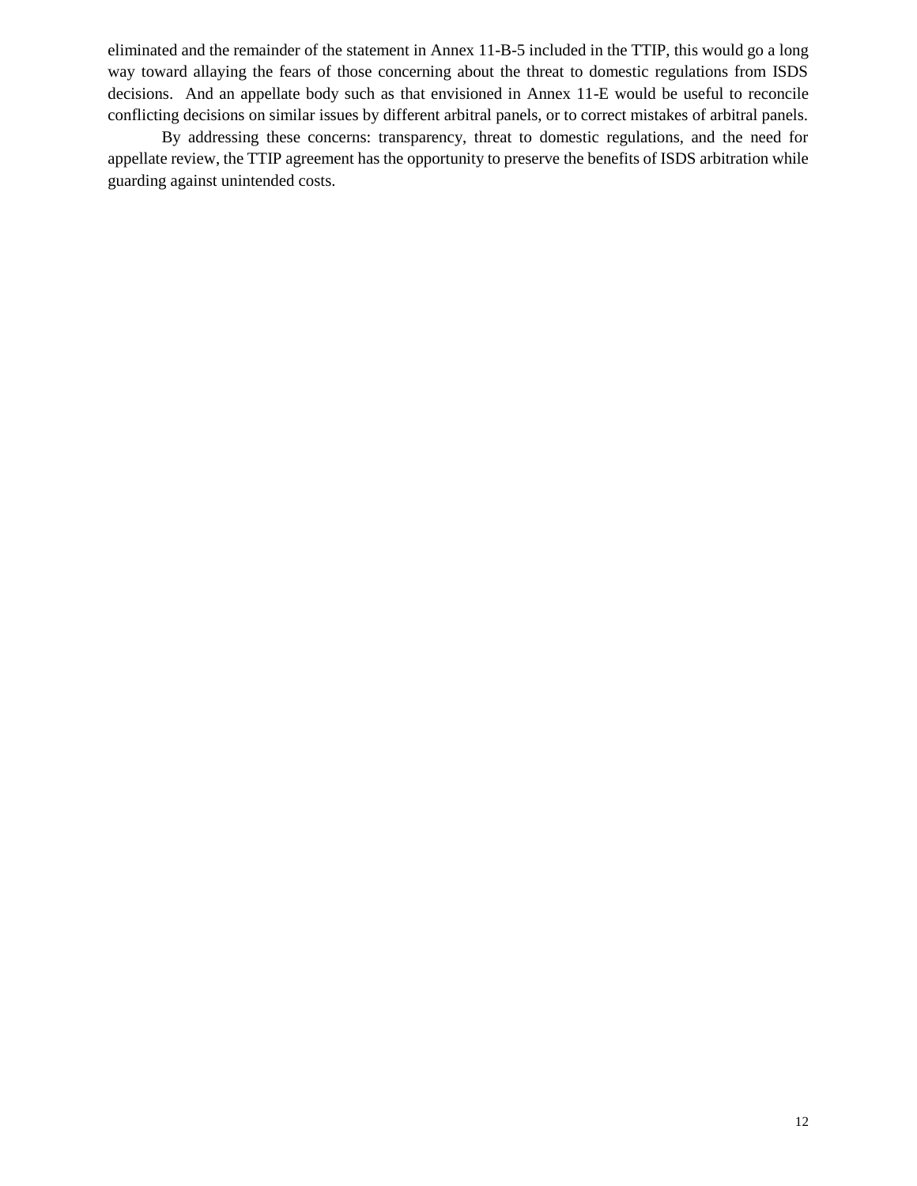eliminated and the remainder of the statement in Annex 11-B-5 included in the TTIP, this would go a long way toward allaying the fears of those concerning about the threat to domestic regulations from ISDS decisions. And an appellate body such as that envisioned in Annex 11-E would be useful to reconcile conflicting decisions on similar issues by different arbitral panels, or to correct mistakes of arbitral panels.

By addressing these concerns: transparency, threat to domestic regulations, and the need for appellate review, the TTIP agreement has the opportunity to preserve the benefits of ISDS arbitration while guarding against unintended costs.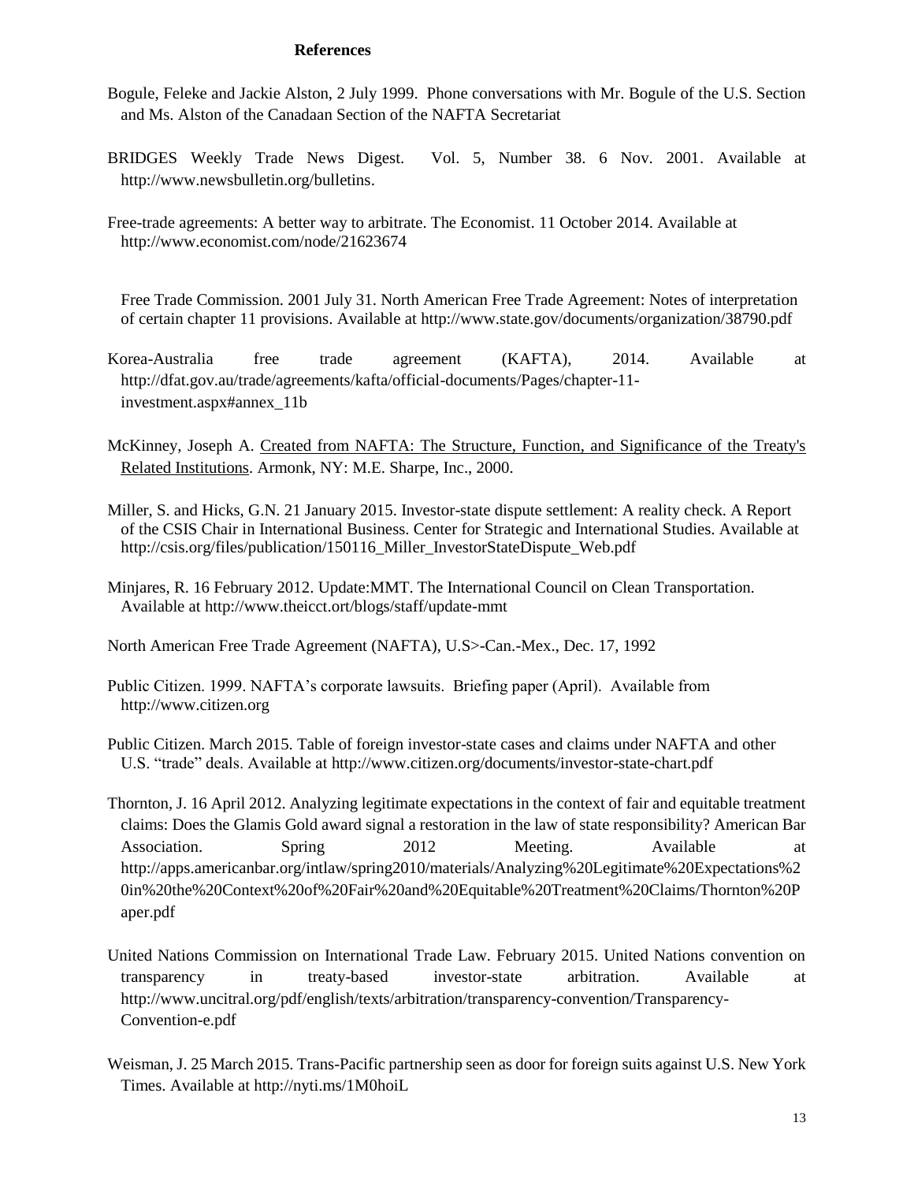## References

Bogule, Feleke and Jackie Alston, 2 July 1999. Phone conversations with Mr. Bogule of the U.S. Section and Ms. Alston of the Canadaan Section of the NAFTA Secretariat

BRIDGES Weekly Trade News Digest. Vol. 5, Number 38. 6 Nov. 2001. Available at http://www.newsbulletin.org/bulletins.

Free-trade agreements: A better way to arbitrate. The Economist. 11 October 2014. Available at http://www.economist.com/node/21623674

Free Trade Commission. 2001 July 31. North American Free Trade Agreement: Notes of interpretation of certain chapter 11 provisions. Available at http://www.state.gov/documents/organization/38790.pdf

Korea-Australia free trade agreement (KAFTA), 2014. Available at http://dfat.gov.au/trade/agreements/kafta/official-documents/Pages/chapter-11-investment.aspx#annex_11b

McKinney, Joseph A. Created from NAFTA: The Structure, Function, and Significance of the Treaty's Related Institutions. Armonk, NY: M.E. Sharpe, Inc., 2000.

Miller, S. and Hicks, G.N. 21 January 2015. Investor-state dispute settlement: A reality check. A Report of the CSIS Chair in International Business. Center for Strategic and International Studies. Available at http://csis.org/files/publication/150116_Miller_InvestorStateDispute_Web.pdf

Minjares, R. 16 February 2012. Update:MMT. The International Council on Clean Transportation. Available at http://www.theicct.ort/blogs/staff/update-mmt

North American Free Trade Agreement (NAFTA), U.S>-Can.-Mex., Dec. 17, 1992

Public Citizen. 1999. NAFTA's corporate lawsuits. Briefing paper (April). Available from http://www.citizen.org

Public Citizen. March 2015. Table of foreign investor-state cases and claims under NAFTA and other U.S. "trade" deals. Available at http://www.citizen.org/documents/investor-state-chart.pdf

Thornton, J. 16 April 2012. Analyzing legitimate expectations in the context of fair and equitable treatment claims: Does the Glamis Gold award signal a restoration in the law of state responsibility? American Bar Association. Spring 2012 Meeting. Available at http://apps.americanbar.org/intlaw/spring2010/materials/Analyzing%20Legitimate%20Expectations%20in%20the%20Context%20of%20Fair%20and%20Equitable%20Treatment%20Claims/Thornton%20Paper.pdf

United Nations Commission on International Trade Law. February 2015. United Nations convention on transparency in treaty-based investor-state arbitration. Available at http://www.uncitral.org/pdf/english/texts/arbitration/transparency-convention/Transparency-Convention-e.pdf

Weisman, J. 25 March 2015. Trans-Pacific partnership seen as door for foreign suits against U.S. New York Times. Available at http://nyti.ms/1M0hoiL